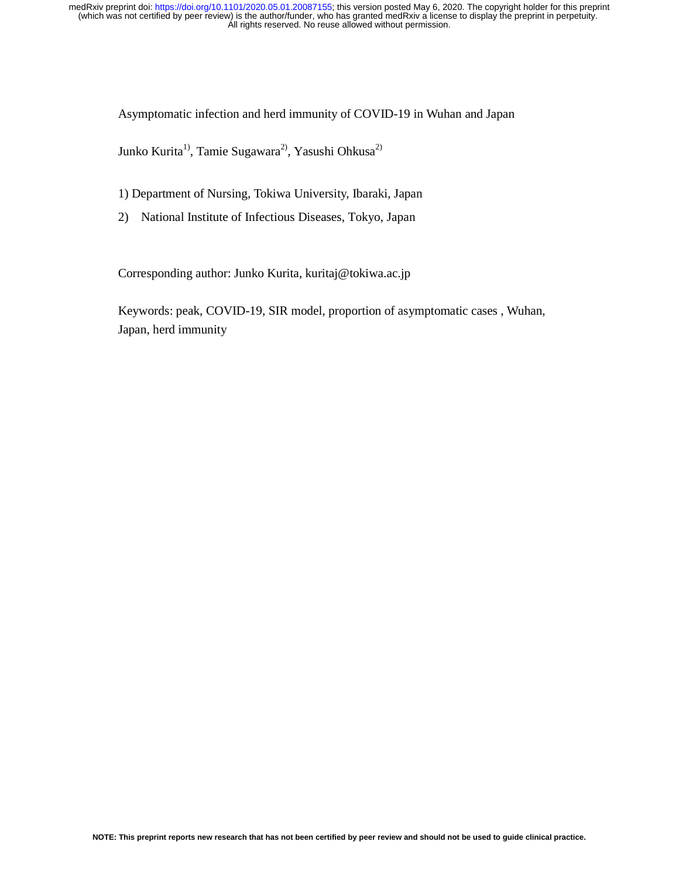# Asymptomatic infection and herd immunity of COVID-19 in Wuhan and Japan

Junko Kurita[1)], Tamie Sugawara[2)], Yasushi Ohkusa[2)]

1) Department of Nursing, Tokiwa University, Ibaraki, Japan

2) National Institute of Infectious Diseases, Tokyo, Japan

Corresponding author: Junko Kurita, kuritaj@tokiwa.ac.jp

Keywords: peak, COVID-19, SIR model, proportion of asymptomatic cases , Wuhan, Japan, herd immunity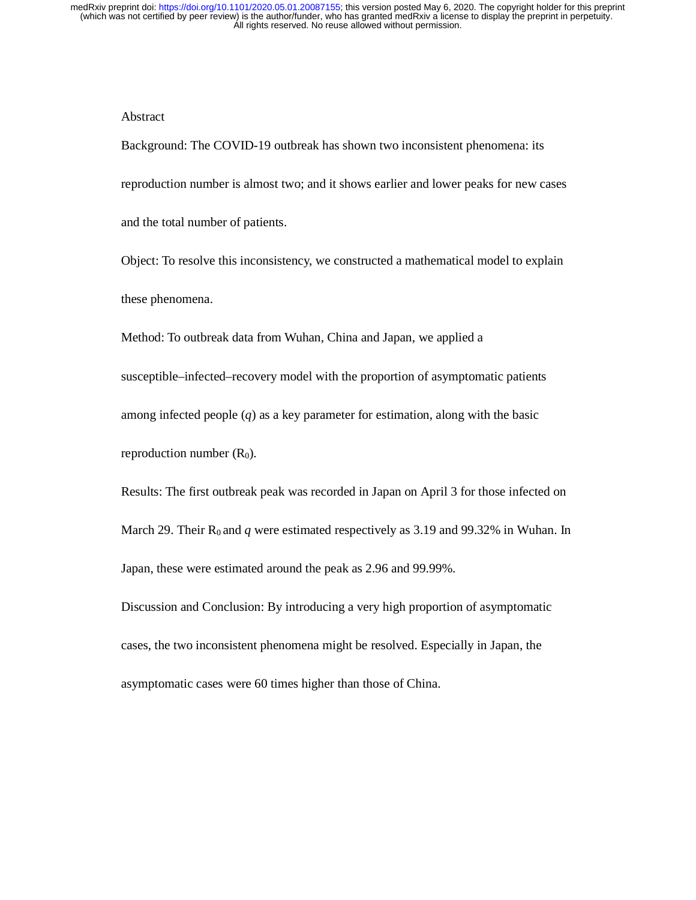## Abstract

Background: The COVID-19 outbreak has shown two inconsistent phenomena: its reproduction number is almost two; and it shows earlier and lower peaks for new cases and the total number of patients.

Object: To resolve this inconsistency, we constructed a mathematical model to explain these phenomena.

Method: To outbreak data from Wuhan, China and Japan, we applied a susceptible–infected–recovery model with the proportion of asymptomatic patients among infected people ($q$) as a key parameter for estimation, along with the basic reproduction number ($R_0$).

Results: The first outbreak peak was recorded in Japan on April 3 for those infected on March 29. Their $R_0$ and $q$ were estimated respectively as 3.19 and 99.32% in Wuhan. In Japan, these were estimated around the peak as 2.96 and 99.99%.

Discussion and Conclusion: By introducing a very high proportion of asymptomatic cases, the two inconsistent phenomena might be resolved. Especially in Japan, the asymptomatic cases were 60 times higher than those of China.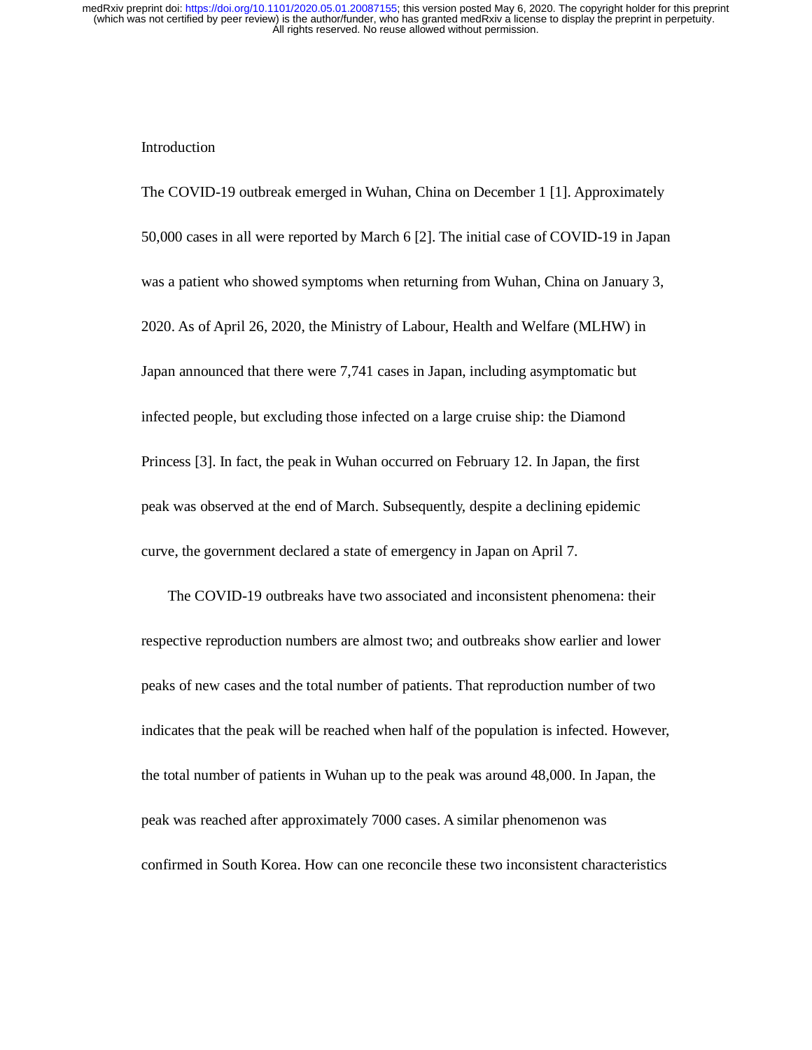## Introduction

The COVID-19 outbreak emerged in Wuhan, China on December 1 [1]. Approximately 50,000 cases in all were reported by March 6 [2]. The initial case of COVID-19 in Japan was a patient who showed symptoms when returning from Wuhan, China on January 3, 2020. As of April 26, 2020, the Ministry of Labour, Health and Welfare (MLHW) in Japan announced that there were 7,741 cases in Japan, including asymptomatic but infected people, but excluding those infected on a large cruise ship: the Diamond Princess [3]. In fact, the peak in Wuhan occurred on February 12. In Japan, the first peak was observed at the end of March. Subsequently, despite a declining epidemic curve, the government declared a state of emergency in Japan on April 7.

The COVID-19 outbreaks have two associated and inconsistent phenomena: their respective reproduction numbers are almost two; and outbreaks show earlier and lower peaks of new cases and the total number of patients. That reproduction number of two indicates that the peak will be reached when half of the population is infected. However, the total number of patients in Wuhan up to the peak was around 48,000. In Japan, the peak was reached after approximately 7000 cases. A similar phenomenon was confirmed in South Korea. How can one reconcile these two inconsistent characteristics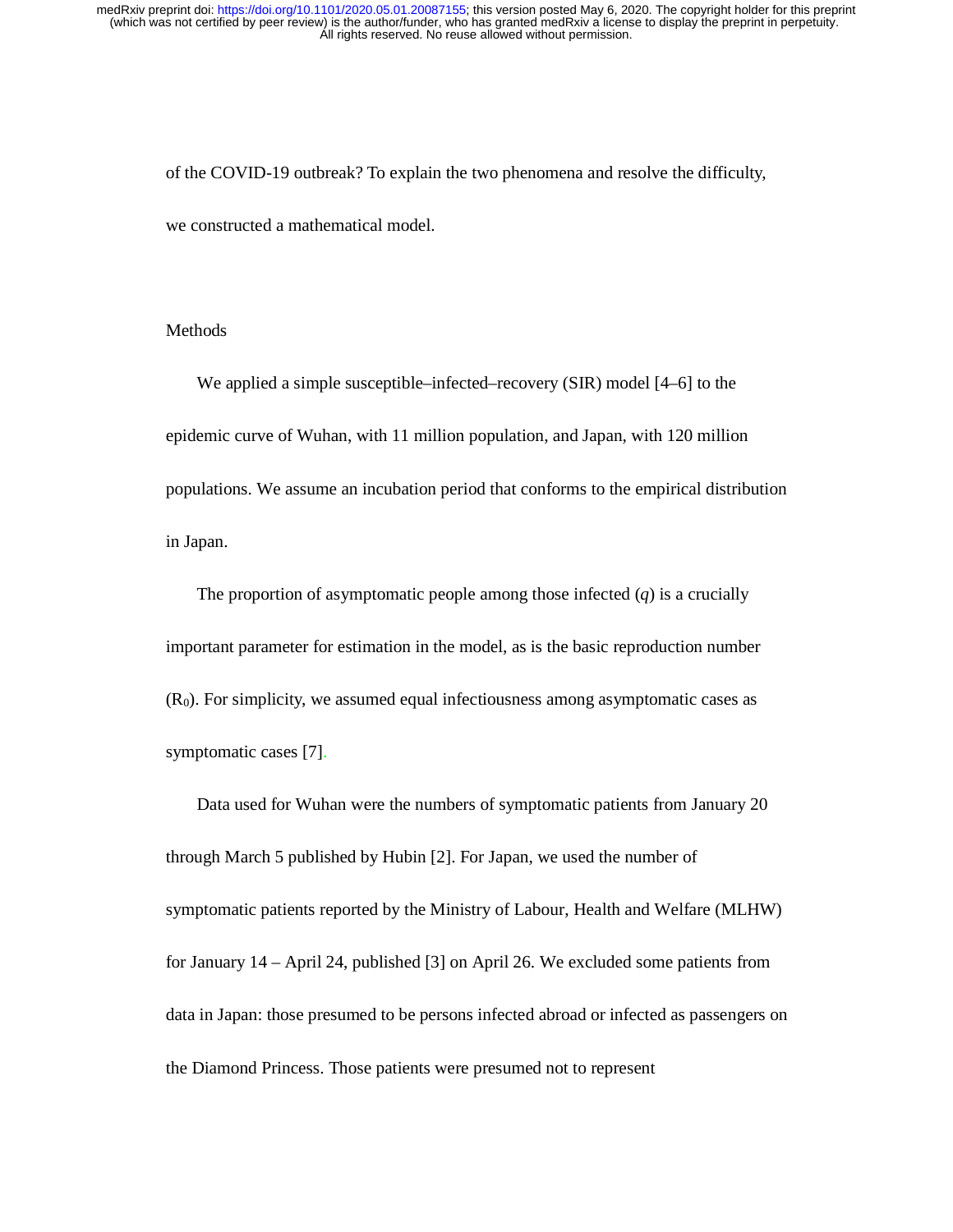of the COVID-19 outbreak? To explain the two phenomena and resolve the difficulty, we constructed a mathematical model.

## Methods

We applied a simple susceptible–infected–recovery (SIR) model [4–6] to the epidemic curve of Wuhan, with 11 million population, and Japan, with 120 million populations. We assume an incubation period that conforms to the empirical distribution in Japan.

The proportion of asymptomatic people among those infected ($q$) is a crucially important parameter for estimation in the model, as is the basic reproduction number ($R_0$). For simplicity, we assumed equal infectiousness among asymptomatic cases as symptomatic cases [7].

Data used for Wuhan were the numbers of symptomatic patients from January 20 through March 5 published by Hubin [2]. For Japan, we used the number of symptomatic patients reported by the Ministry of Labour, Health and Welfare (MLHW) for January 14 – April 24, published [3] on April 26. We excluded some patients from data in Japan: those presumed to be persons infected abroad or infected as passengers on the Diamond Princess. Those patients were presumed not to represent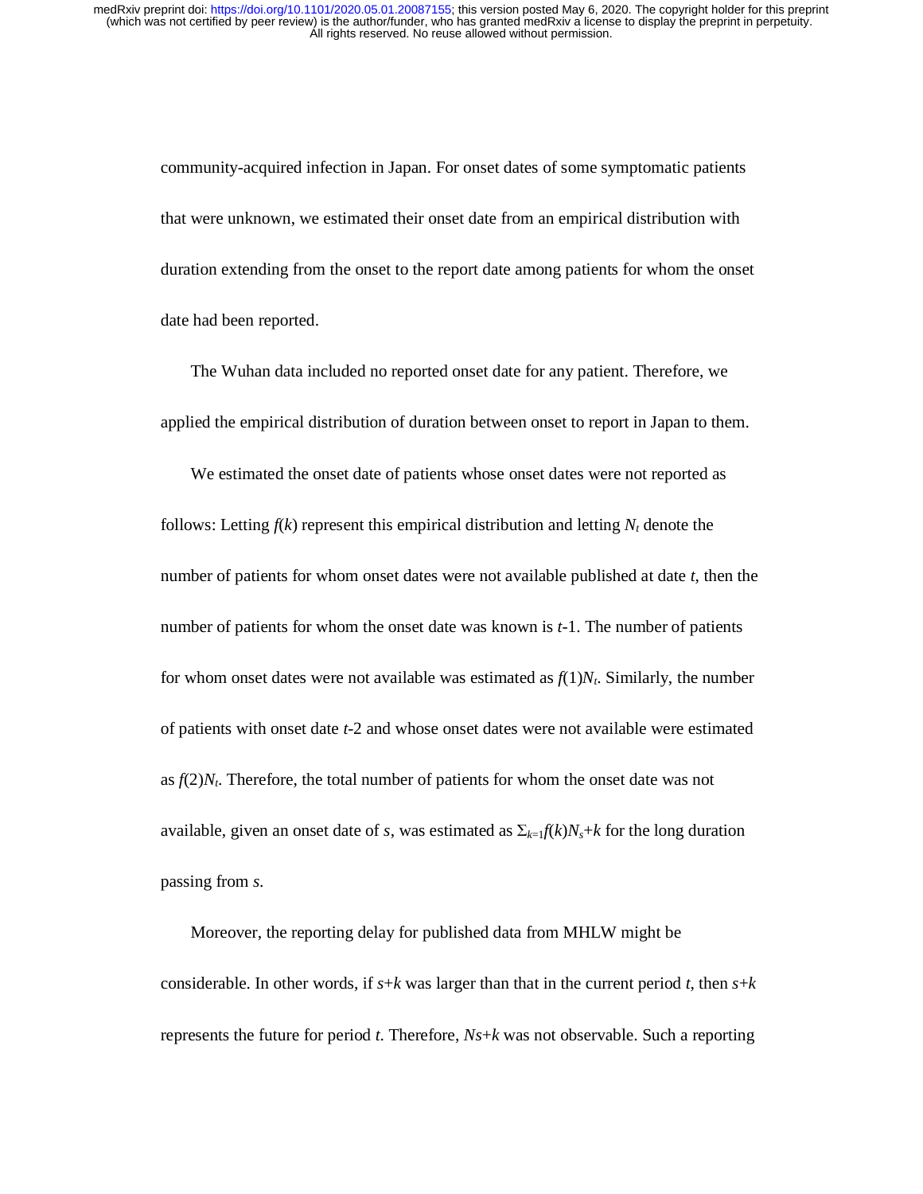community-acquired infection in Japan. For onset dates of some symptomatic patients that were unknown, we estimated their onset date from an empirical distribution with duration extending from the onset to the report date among patients for whom the onset date had been reported.

The Wuhan data included no reported onset date for any patient. Therefore, we applied the empirical distribution of duration between onset to report in Japan to them.

We estimated the onset date of patients whose onset dates were not reported as follows: Letting $f(k)$ represent this empirical distribution and letting $N_t$ denote the number of patients for whom onset dates were not available published at date $t$, then the number of patients for whom the onset date was known is $t$-1. The number of patients for whom onset dates were not available was estimated as $f(1)N_t$. Similarly, the number of patients with onset date $t$-2 and whose onset dates were not available were estimated as $f(2)N_t$. Therefore, the total number of patients for whom the onset date was not available, given an onset date of $s$, was estimated as $\Sigma_{k=1}f(k)N_s+k$ for the long duration passing from $s$.

Moreover, the reporting delay for published data from MHLW might be considerable. In other words, if $s+k$ was larger than that in the current period $t$, then $s+k$ represents the future for period $t$. Therefore, $Ns+k$ was not observable. Such a reporting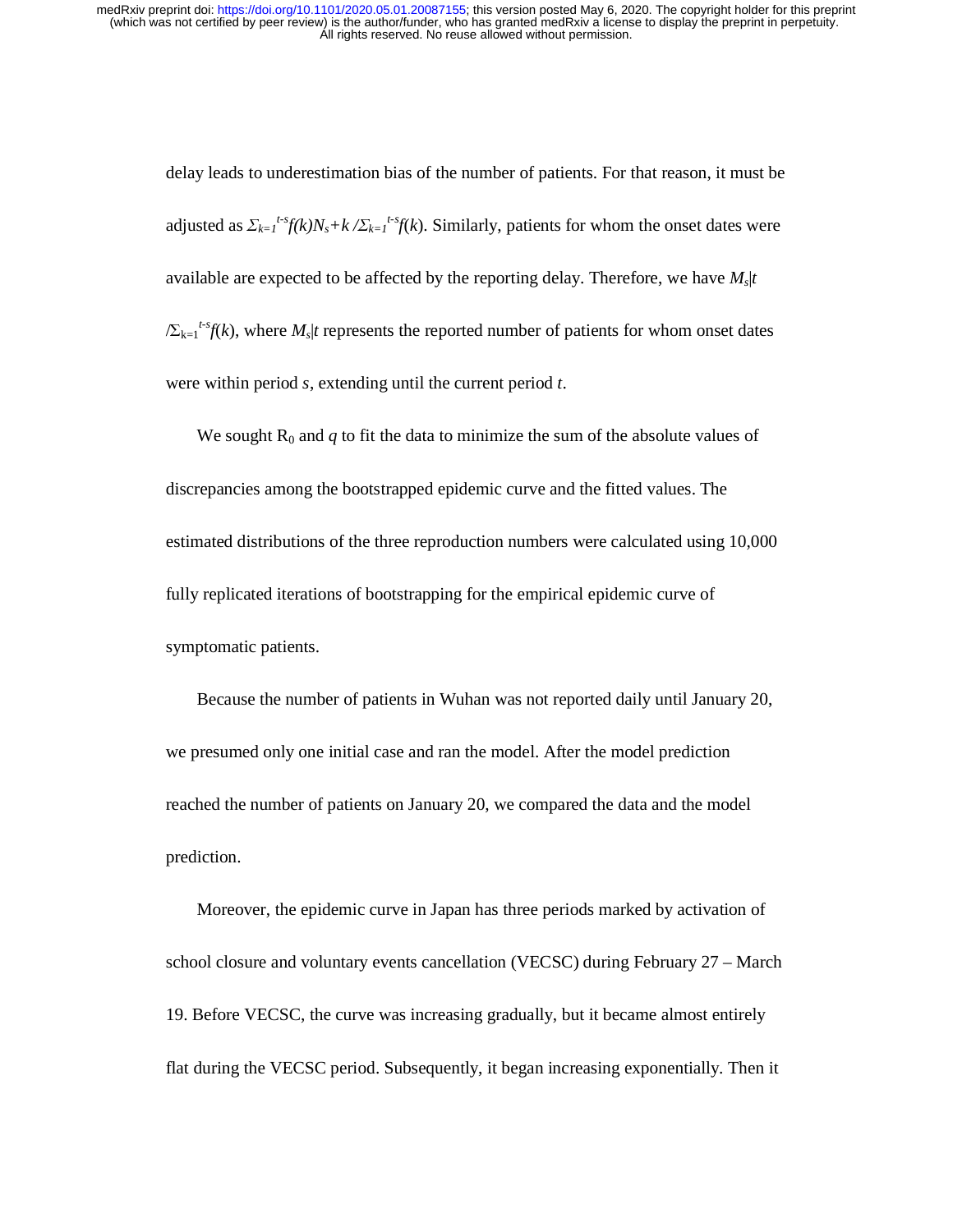delay leads to underestimation bias of the number of patients. For that reason, it must be adjusted as $\Sigma_{k=1}^{t-s} f(k) N_{s+k} / \Sigma_{k=1}^{t-s} f(k)$. Similarly, patients for whom the onset dates were available are expected to be affected by the reporting delay. Therefore, we have $M_s|t / \Sigma_{k=1}^{t-s} f(k)$, where $M_s|t$ represents the reported number of patients for whom onset dates were within period $s$, extending until the current period $t$.

We sought $R_0$ and $q$ to fit the data to minimize the sum of the absolute values of discrepancies among the bootstrapped epidemic curve and the fitted values. The estimated distributions of the three reproduction numbers were calculated using 10,000 fully replicated iterations of bootstrapping for the empirical epidemic curve of symptomatic patients.

Because the number of patients in Wuhan was not reported daily until January 20, we presumed only one initial case and ran the model. After the model prediction reached the number of patients on January 20, we compared the data and the model prediction.

Moreover, the epidemic curve in Japan has three periods marked by activation of school closure and voluntary events cancellation (VECSC) during February 27 – March 19. Before VECSC, the curve was increasing gradually, but it became almost entirely flat during the VECSC period. Subsequently, it began increasing exponentially. Then it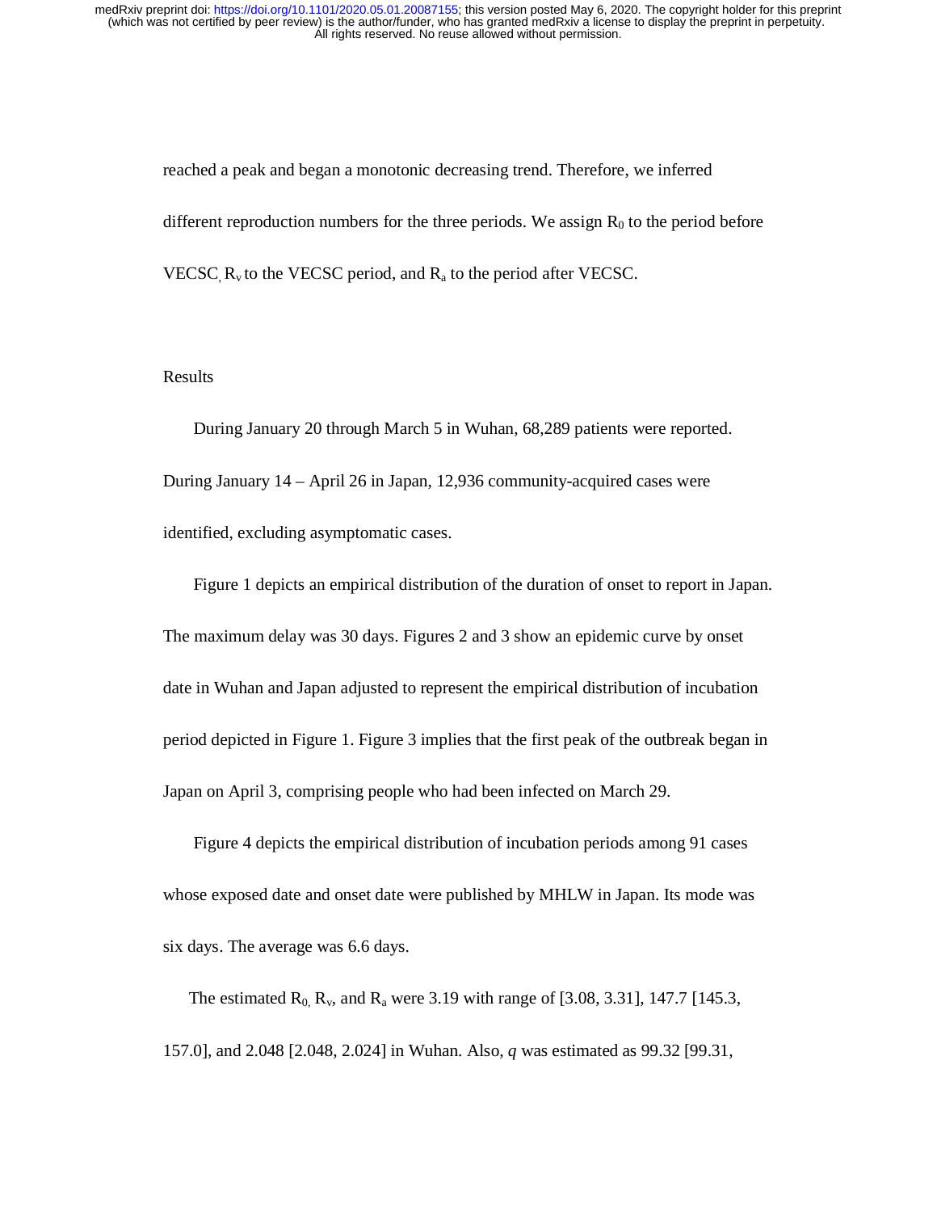reached a peak and began a monotonic decreasing trend. Therefore, we inferred different reproduction numbers for the three periods. We assign $R_0$ to the period before VECSC, $R_v$ to the VECSC period, and $R_a$ to the period after VECSC.

## Results

During January 20 through March 5 in Wuhan, 68,289 patients were reported. During January 14 – April 26 in Japan, 12,936 community-acquired cases were identified, excluding asymptomatic cases.

Figure 1 depicts an empirical distribution of the duration of onset to report in Japan. The maximum delay was 30 days. Figures 2 and 3 show an epidemic curve by onset date in Wuhan and Japan adjusted to represent the empirical distribution of incubation period depicted in Figure 1. Figure 3 implies that the first peak of the outbreak began in Japan on April 3, comprising people who had been infected on March 29.

Figure 4 depicts the empirical distribution of incubation periods among 91 cases whose exposed date and onset date were published by MHLW in Japan. Its mode was six days. The average was 6.6 days.

The estimated $R_0$, $R_v$, and $R_a$ were 3.19 with range of [3.08, 3.31], 147.7 [145.3, 157.0], and 2.048 [2.048, 2.024] in Wuhan. Also, $q$ was estimated as 99.32 [99.31,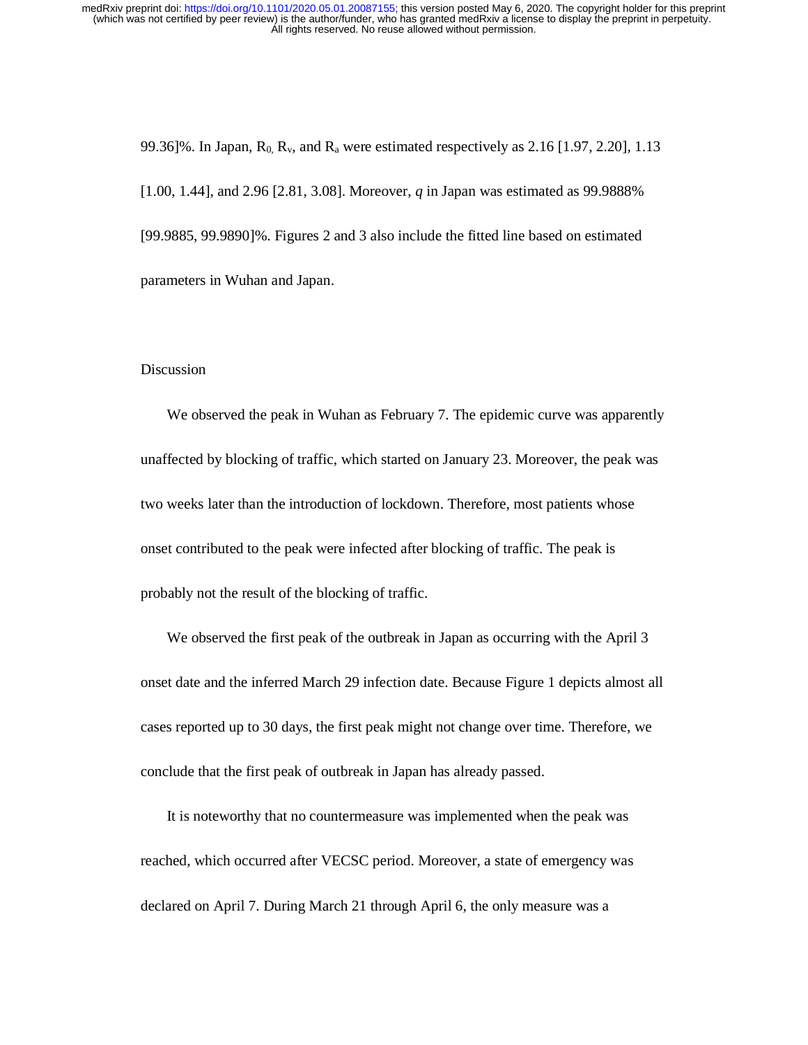99.36]%. In Japan, $R_0$, $R_v$, and $R_a$ were estimated respectively as 2.16 [1.97, 2.20], 1.13 [1.00, 1.44], and 2.96 [2.81, 3.08]. Moreover, $q$ in Japan was estimated as 99.9888% [99.9885, 99.9890]%. Figures 2 and 3 also include the fitted line based on estimated parameters in Wuhan and Japan.

## Discussion

We observed the peak in Wuhan as February 7. The epidemic curve was apparently unaffected by blocking of traffic, which started on January 23. Moreover, the peak was two weeks later than the introduction of lockdown. Therefore, most patients whose onset contributed to the peak were infected after blocking of traffic. The peak is probably not the result of the blocking of traffic.

We observed the first peak of the outbreak in Japan as occurring with the April 3 onset date and the inferred March 29 infection date. Because Figure 1 depicts almost all cases reported up to 30 days, the first peak might not change over time. Therefore, we conclude that the first peak of outbreak in Japan has already passed.

It is noteworthy that no countermeasure was implemented when the peak was reached, which occurred after VECSC period. Moreover, a state of emergency was declared on April 7. During March 21 through April 6, the only measure was a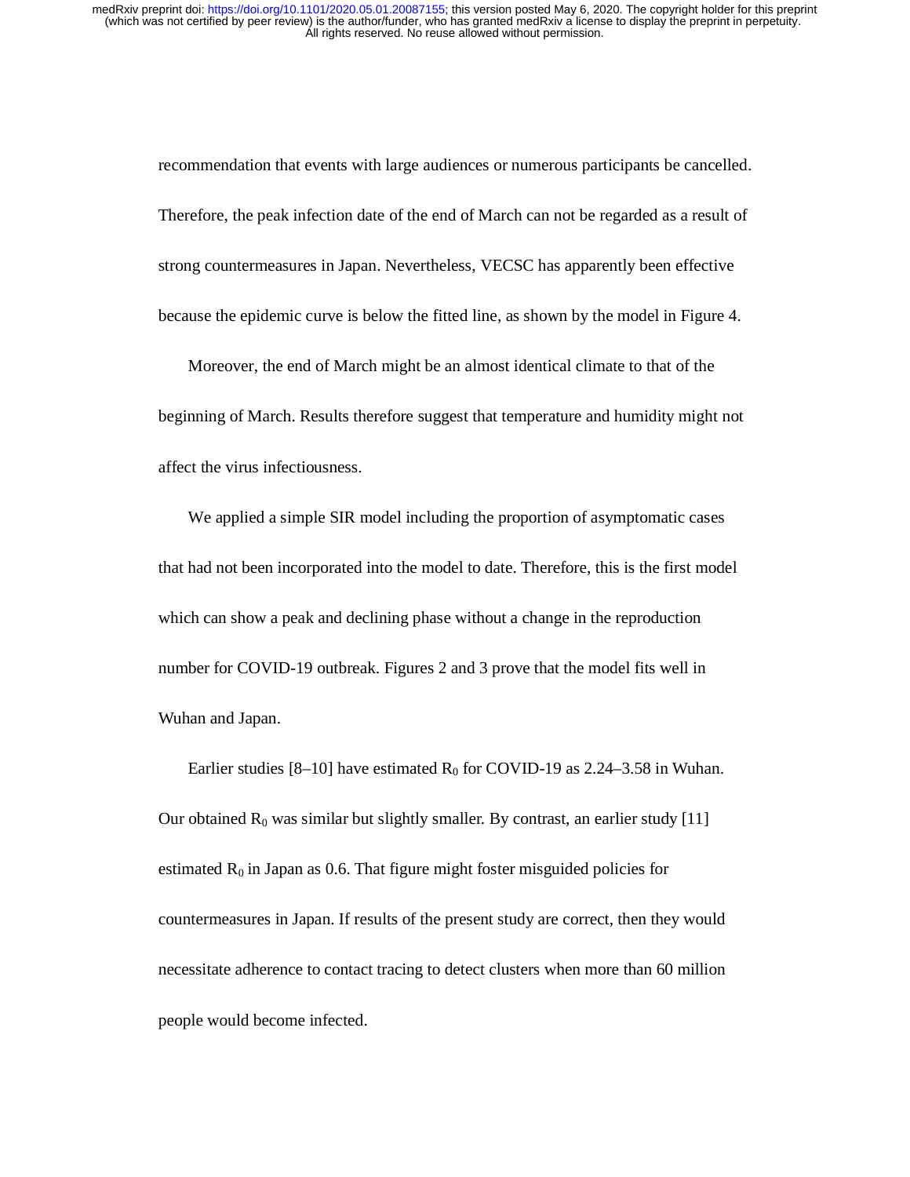recommendation that events with large audiences or numerous participants be cancelled. Therefore, the peak infection date of the end of March can not be regarded as a result of strong countermeasures in Japan. Nevertheless, VECSC has apparently been effective because the epidemic curve is below the fitted line, as shown by the model in Figure 4.

Moreover, the end of March might be an almost identical climate to that of the beginning of March. Results therefore suggest that temperature and humidity might not affect the virus infectiousness.

We applied a simple SIR model including the proportion of asymptomatic cases that had not been incorporated into the model to date. Therefore, this is the first model which can show a peak and declining phase without a change in the reproduction number for COVID-19 outbreak. Figures 2 and 3 prove that the model fits well in Wuhan and Japan.

Earlier studies [8–10] have estimated $R_0$ for COVID-19 as 2.24–3.58 in Wuhan. Our obtained $R_0$ was similar but slightly smaller. By contrast, an earlier study [11] estimated $R_0$ in Japan as 0.6. That figure might foster misguided policies for countermeasures in Japan. If results of the present study are correct, then they would necessitate adherence to contact tracing to detect clusters when more than 60 million people would become infected.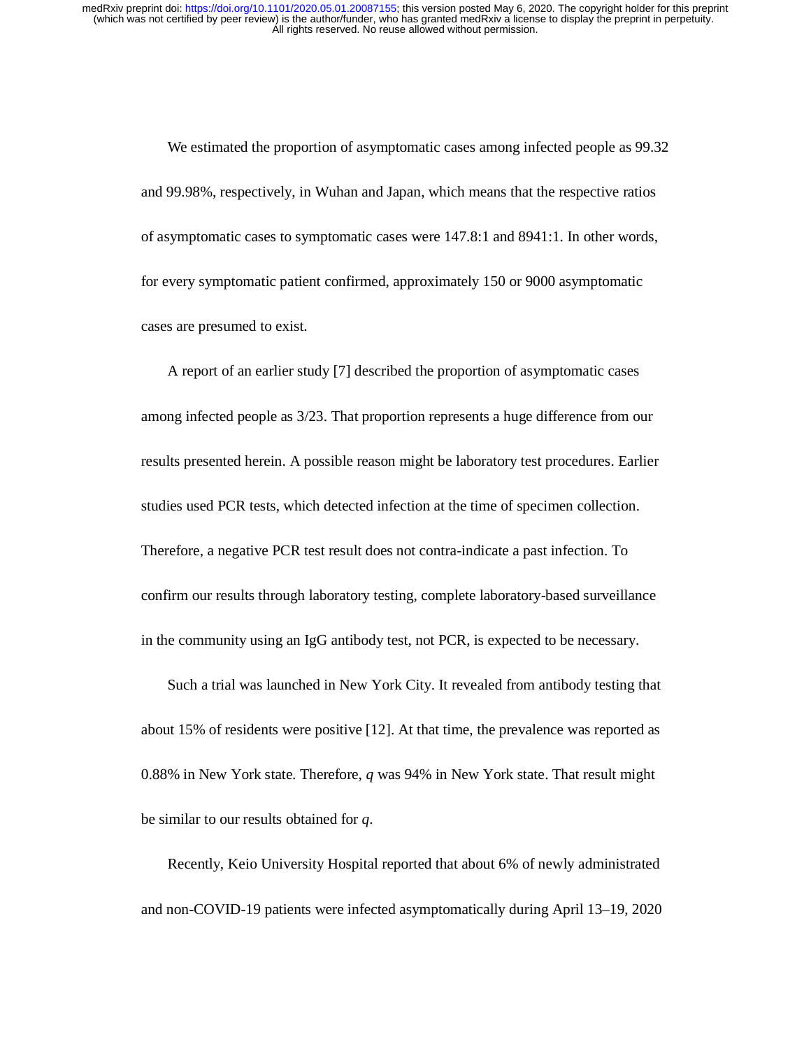We estimated the proportion of asymptomatic cases among infected people as 99.32 and 99.98%, respectively, in Wuhan and Japan, which means that the respective ratios of asymptomatic cases to symptomatic cases were 147.8:1 and 8941:1. In other words, for every symptomatic patient confirmed, approximately 150 or 9000 asymptomatic cases are presumed to exist.

A report of an earlier study [7] described the proportion of asymptomatic cases among infected people as 3/23. That proportion represents a huge difference from our results presented herein. A possible reason might be laboratory test procedures. Earlier studies used PCR tests, which detected infection at the time of specimen collection. Therefore, a negative PCR test result does not contra-indicate a past infection. To confirm our results through laboratory testing, complete laboratory-based surveillance in the community using an IgG antibody test, not PCR, is expected to be necessary.

Such a trial was launched in New York City. It revealed from antibody testing that about 15% of residents were positive [12]. At that time, the prevalence was reported as 0.88% in New York state. Therefore, $q$ was 94% in New York state. That result might be similar to our results obtained for $q$.

Recently, Keio University Hospital reported that about 6% of newly administrated and non-COVID-19 patients were infected asymptomatically during April 13–19, 2020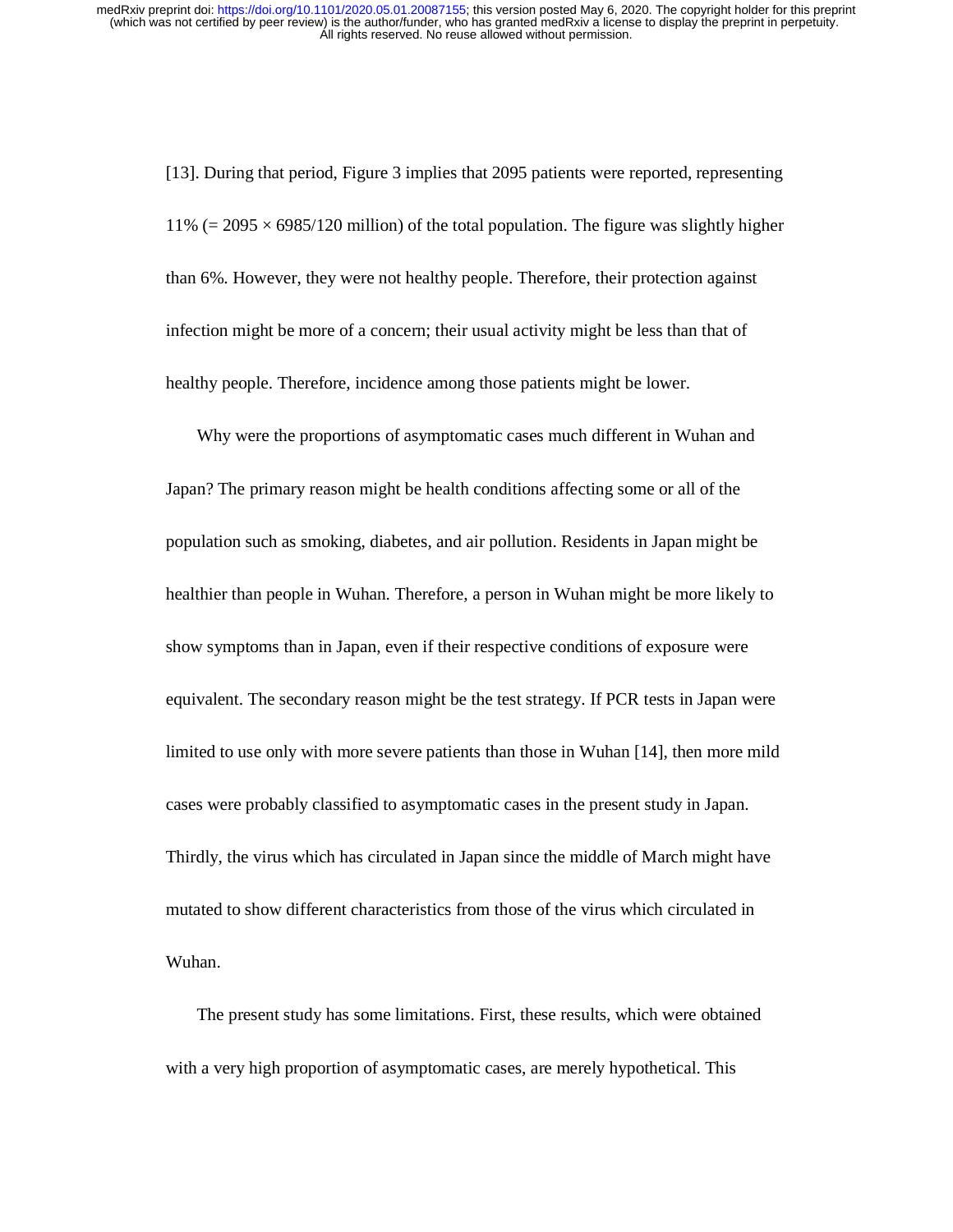[13]. During that period, Figure 3 implies that 2095 patients were reported, representing 11% (= 2095 × 6985/120 million) of the total population. The figure was slightly higher than 6%. However, they were not healthy people. Therefore, their protection against infection might be more of a concern; their usual activity might be less than that of healthy people. Therefore, incidence among those patients might be lower.

Why were the proportions of asymptomatic cases much different in Wuhan and Japan? The primary reason might be health conditions affecting some or all of the population such as smoking, diabetes, and air pollution. Residents in Japan might be healthier than people in Wuhan. Therefore, a person in Wuhan might be more likely to show symptoms than in Japan, even if their respective conditions of exposure were equivalent. The secondary reason might be the test strategy. If PCR tests in Japan were limited to use only with more severe patients than those in Wuhan [14], then more mild cases were probably classified to asymptomatic cases in the present study in Japan. Thirdly, the virus which has circulated in Japan since the middle of March might have mutated to show different characteristics from those of the virus which circulated in Wuhan.

The present study has some limitations. First, these results, which were obtained with a very high proportion of asymptomatic cases, are merely hypothetical. This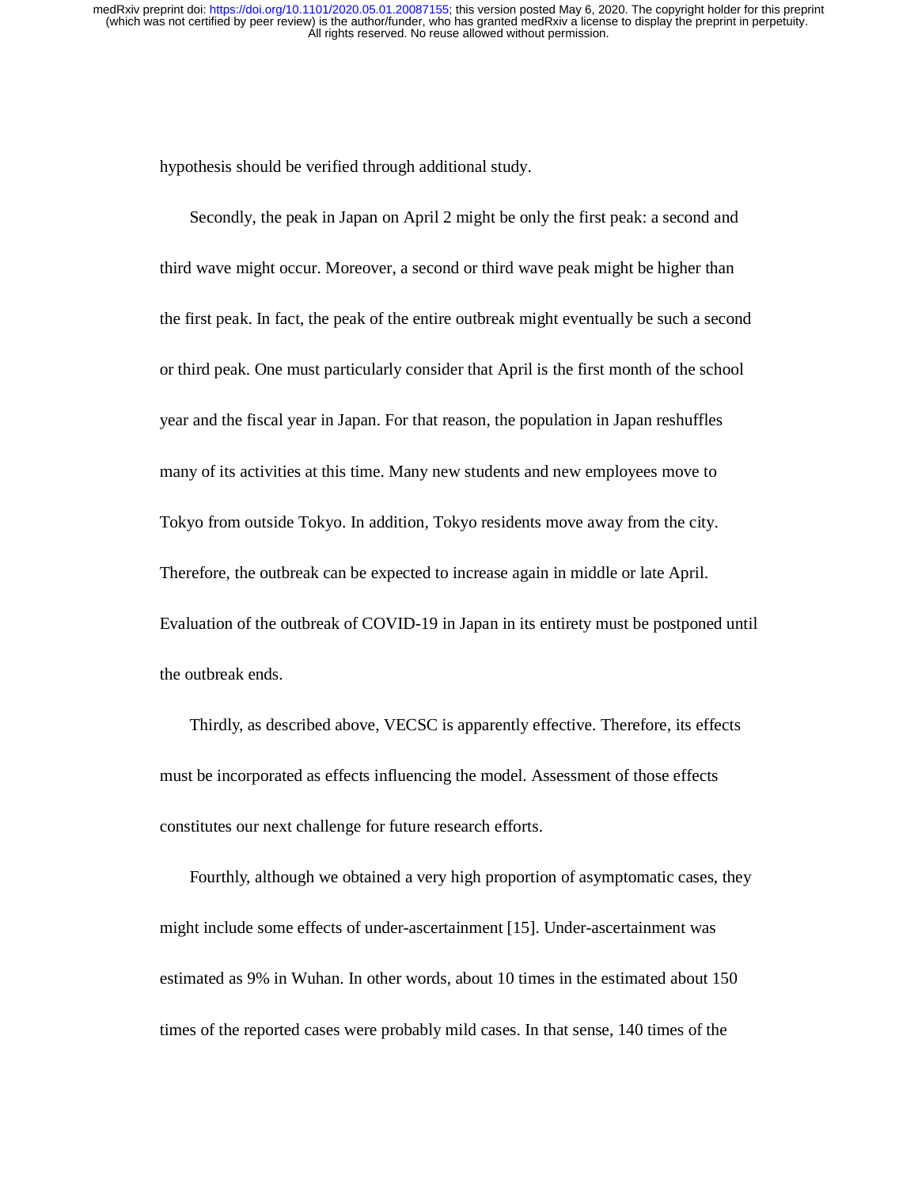hypothesis should be verified through additional study.

Secondly, the peak in Japan on April 2 might be only the first peak: a second and third wave might occur. Moreover, a second or third wave peak might be higher than the first peak. In fact, the peak of the entire outbreak might eventually be such a second or third peak. One must particularly consider that April is the first month of the school year and the fiscal year in Japan. For that reason, the population in Japan reshuffles many of its activities at this time. Many new students and new employees move to Tokyo from outside Tokyo. In addition, Tokyo residents move away from the city. Therefore, the outbreak can be expected to increase again in middle or late April. Evaluation of the outbreak of COVID-19 in Japan in its entirety must be postponed until the outbreak ends.

Thirdly, as described above, VECSC is apparently effective. Therefore, its effects must be incorporated as effects influencing the model. Assessment of those effects constitutes our next challenge for future research efforts.

Fourthly, although we obtained a very high proportion of asymptomatic cases, they might include some effects of under-ascertainment [15]. Under-ascertainment was estimated as 9% in Wuhan. In other words, about 10 times in the estimated about 150 times of the reported cases were probably mild cases. In that sense, 140 times of the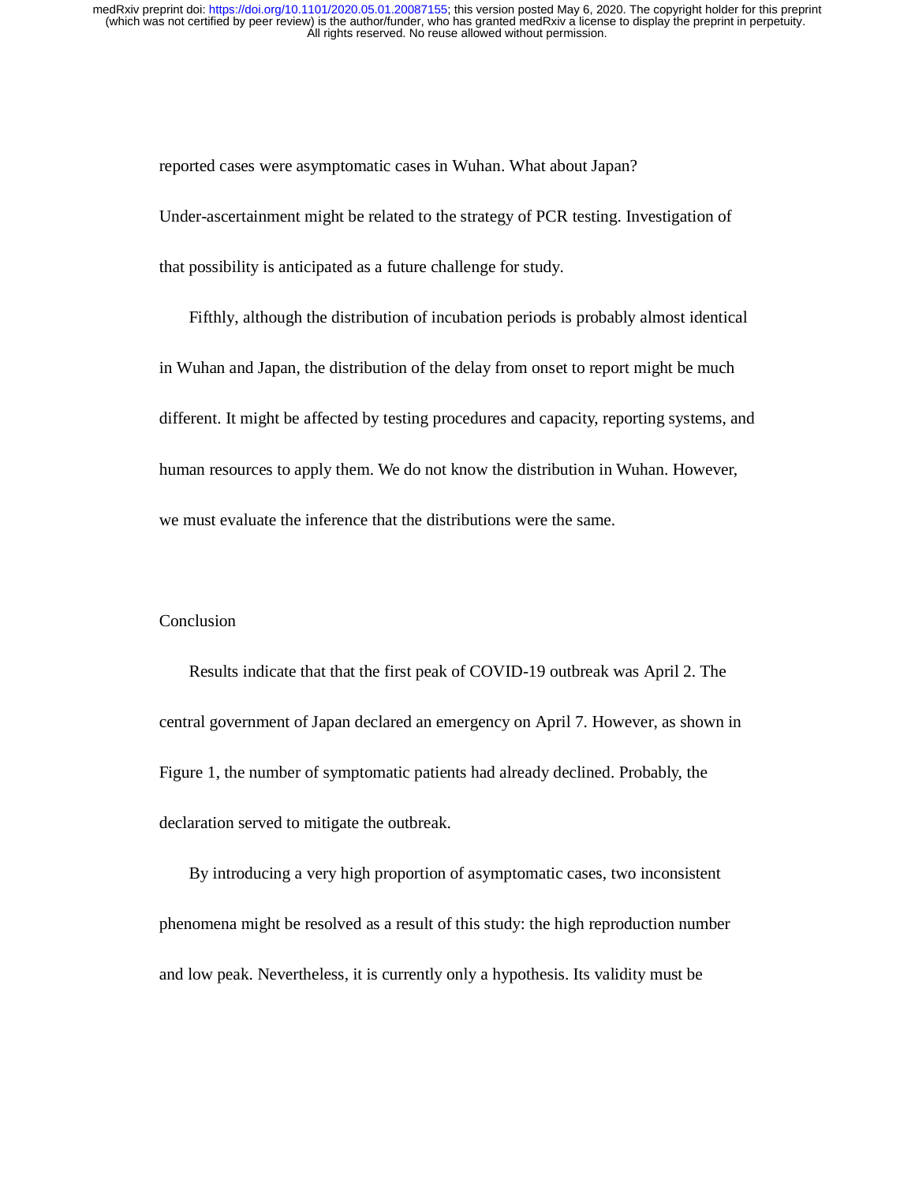reported cases were asymptomatic cases in Wuhan. What about Japan? Under-ascertainment might be related to the strategy of PCR testing. Investigation of that possibility is anticipated as a future challenge for study.

Fifthly, although the distribution of incubation periods is probably almost identical in Wuhan and Japan, the distribution of the delay from onset to report might be much different. It might be affected by testing procedures and capacity, reporting systems, and human resources to apply them. We do not know the distribution in Wuhan. However, we must evaluate the inference that the distributions were the same.

## Conclusion

Results indicate that that the first peak of COVID-19 outbreak was April 2. The central government of Japan declared an emergency on April 7. However, as shown in Figure 1, the number of symptomatic patients had already declined. Probably, the declaration served to mitigate the outbreak.

By introducing a very high proportion of asymptomatic cases, two inconsistent phenomena might be resolved as a result of this study: the high reproduction number and low peak. Nevertheless, it is currently only a hypothesis. Its validity must be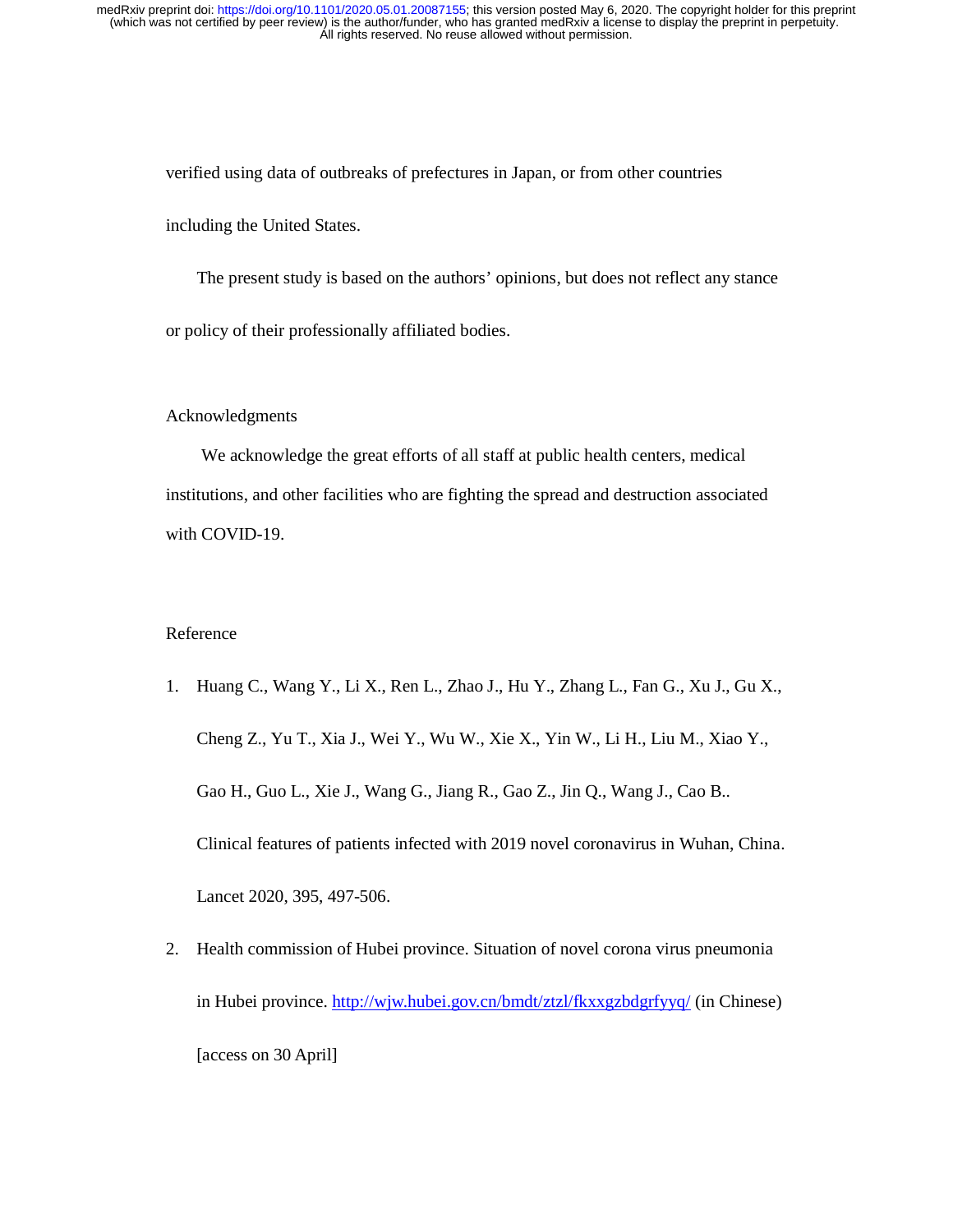verified using data of outbreaks of prefectures in Japan, or from other countries including the United States.

The present study is based on the authors' opinions, but does not reflect any stance or policy of their professionally affiliated bodies.

## Acknowledgments

We acknowledge the great efforts of all staff at public health centers, medical institutions, and other facilities who are fighting the spread and destruction associated with COVID-19.

## Reference

1. Huang C., Wang Y., Li X., Ren L., Zhao J., Hu Y., Zhang L., Fan G., Xu J., Gu X., Cheng Z., Yu T., Xia J., Wei Y., Wu W., Xie X., Yin W., Li H., Liu M., Xiao Y., Gao H., Guo L., Xie J., Wang G., Jiang R., Gao Z., Jin Q., Wang J., Cao B.. Clinical features of patients infected with 2019 novel coronavirus in Wuhan, China. Lancet 2020, 395, 497-506.
2. Health commission of Hubei province. Situation of novel corona virus pneumonia in Hubei province. http://wjw.hubei.gov.cn/bmdt/ztzl/fkxxgzbdgrfyyq/ (in Chinese) [access on 30 April]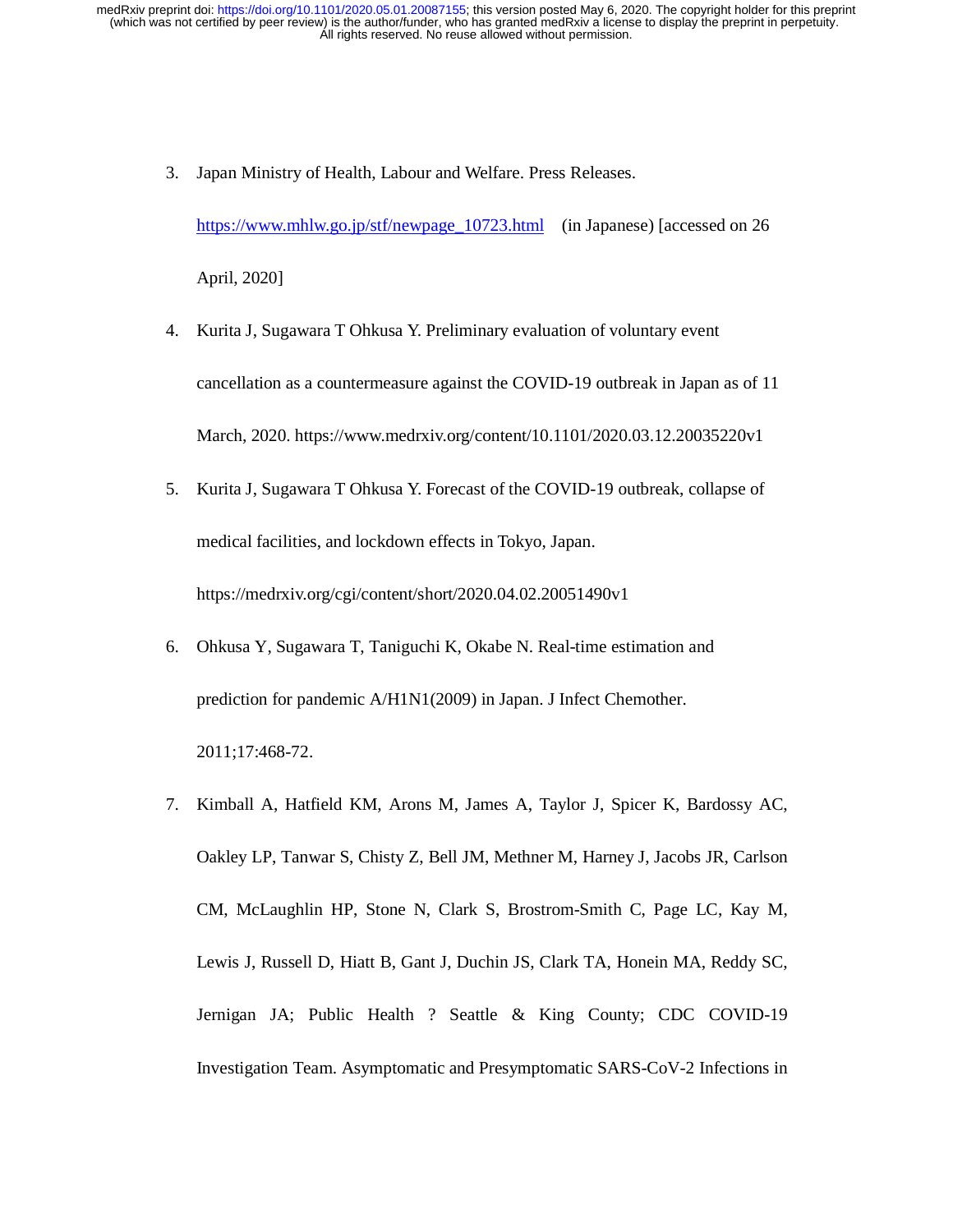3. Japan Ministry of Health, Labour and Welfare. Press Releases. https://www.mhlw.go.jp/stf/newpage_10723.html (in Japanese) [accessed on 26 April, 2020]

4. Kurita J, Sugawara T Ohkusa Y. Preliminary evaluation of voluntary event cancellation as a countermeasure against the COVID-19 outbreak in Japan as of 11 March, 2020. https://www.medrxiv.org/content/10.1101/2020.03.12.20035220v1

5. Kurita J, Sugawara T Ohkusa Y. Forecast of the COVID-19 outbreak, collapse of medical facilities, and lockdown effects in Tokyo, Japan. https://medrxiv.org/cgi/content/short/2020.04.02.20051490v1

6. Ohkusa Y, Sugawara T, Taniguchi K, Okabe N. Real-time estimation and prediction for pandemic A/H1N1(2009) in Japan. J Infect Chemother. 2011;17:468-72.

7. Kimball A, Hatfield KM, Arons M, James A, Taylor J, Spicer K, Bardossy AC, Oakley LP, Tanwar S, Chisty Z, Bell JM, Methner M, Harney J, Jacobs JR, Carlson CM, McLaughlin HP, Stone N, Clark S, Brostrom-Smith C, Page LC, Kay M, Lewis J, Russell D, Hiatt B, Gant J, Duchin JS, Clark TA, Honein MA, Reddy SC, Jernigan JA; Public Health ? Seattle & King County; CDC COVID-19 Investigation Team. Asymptomatic and Presymptomatic SARS-CoV-2 Infections in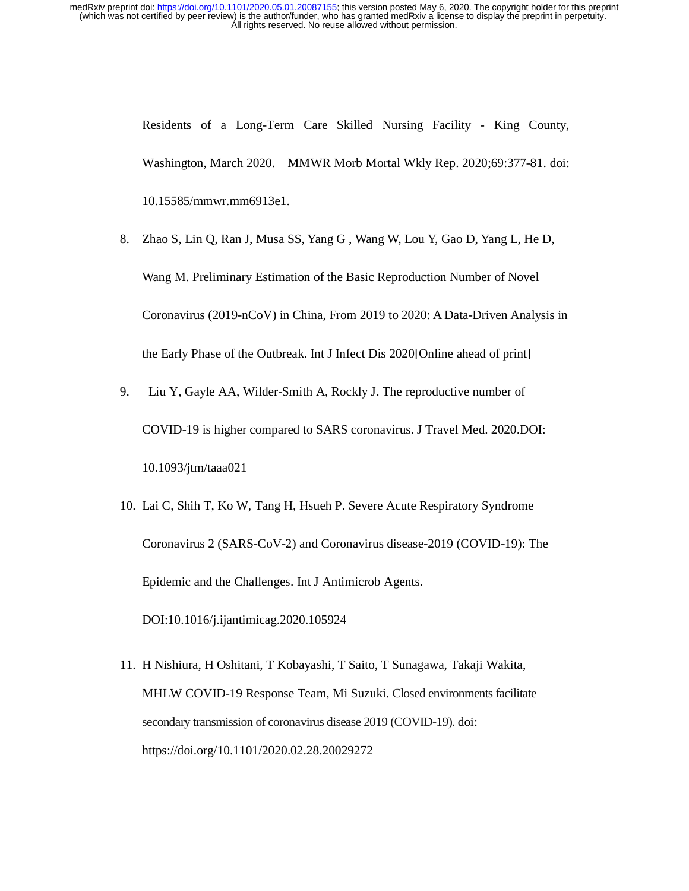Residents of a Long-Term Care Skilled Nursing Facility - King County, Washington, March 2020. MMWR Morb Mortal Wkly Rep. 2020;69:377-81. doi: 10.15585/mmwr.mm6913e1.

8. Zhao S, Lin Q, Ran J, Musa SS, Yang G , Wang W, Lou Y, Gao D, Yang L, He D, Wang M. Preliminary Estimation of the Basic Reproduction Number of Novel Coronavirus (2019-nCoV) in China, From 2019 to 2020: A Data-Driven Analysis in the Early Phase of the Outbreak. Int J Infect Dis 2020[Online ahead of print]
9. Liu Y, Gayle AA, Wilder-Smith A, Rockly J. The reproductive number of COVID-19 is higher compared to SARS coronavirus. J Travel Med. 2020.DOI: 10.1093/jtm/taaa021
10. Lai C, Shih T, Ko W, Tang H, Hsueh P. Severe Acute Respiratory Syndrome Coronavirus 2 (SARS-CoV-2) and Coronavirus disease-2019 (COVID-19): The Epidemic and the Challenges. Int J Antimicrob Agents. DOI:10.1016/j.ijantimicag.2020.105924
11. H Nishiura, H Oshitani, T Kobayashi, T Saito, T Sunagawa, Takaji Wakita, MHLW COVID-19 Response Team, Mi Suzuki. Closed environments facilitate secondary transmission of coronavirus disease 2019 (COVID-19). doi: https://doi.org/10.1101/2020.02.28.20029272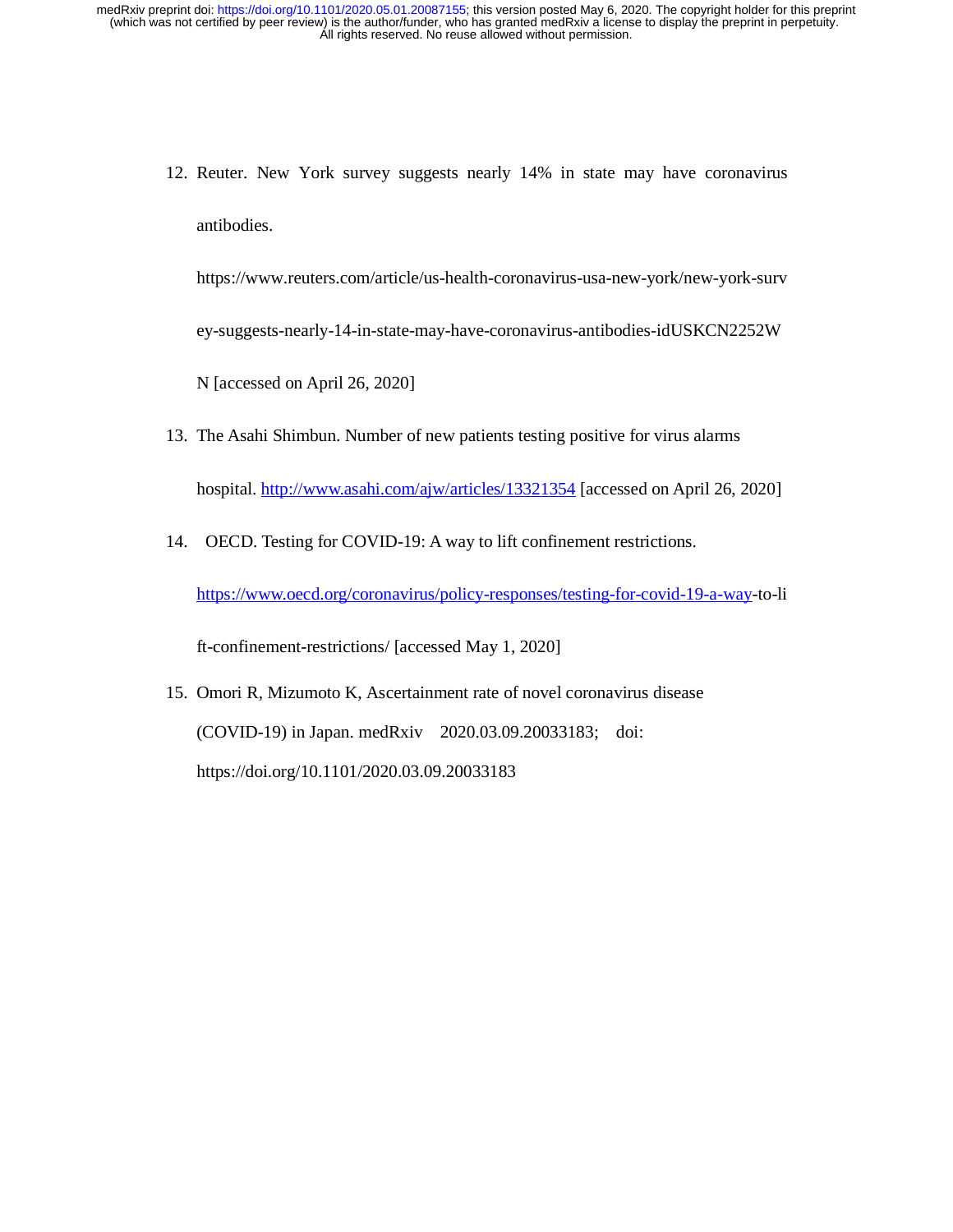12. Reuter. New York survey suggests nearly 14% in state may have coronavirus antibodies. https://www.reuters.com/article/us-health-coronavirus-usa-new-york/new-york-survey-suggests-nearly-14-in-state-may-have-coronavirus-antibodies-idUSKCN2252WN [accessed on April 26, 2020]

13. The Asahi Shimbun. Number of new patients testing positive for virus alarms hospital. http://www.asahi.com/ajw/articles/13321354 [accessed on April 26, 2020]

14. OECD. Testing for COVID-19: A way to lift confinement restrictions. https://www.oecd.org/coronavirus/policy-responses/testing-for-covid-19-a-way-to-lift-confinement-restrictions/ [accessed May 1, 2020]

15. Omori R, Mizumoto K, Ascertainment rate of novel coronavirus disease (COVID-19) in Japan. medRxiv 2020.03.09.20033183; doi: https://doi.org/10.1101/2020.03.09.20033183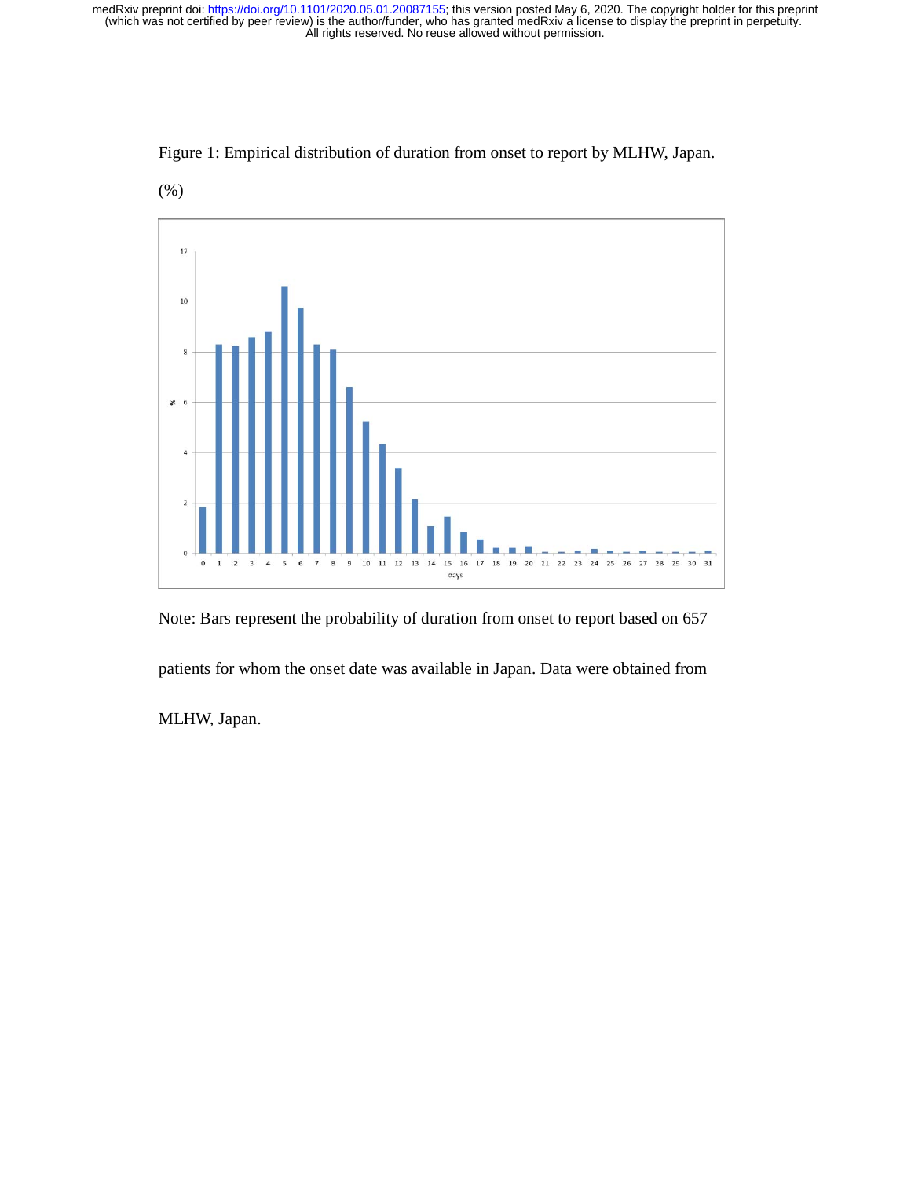Figure 1: Empirical distribution of duration from onset to report by MLHW, Japan.

(%)

Note: Bars represent the probability of duration from onset to report based on 657 patients for whom the onset date was available in Japan. Data were obtained from MLHW, Japan.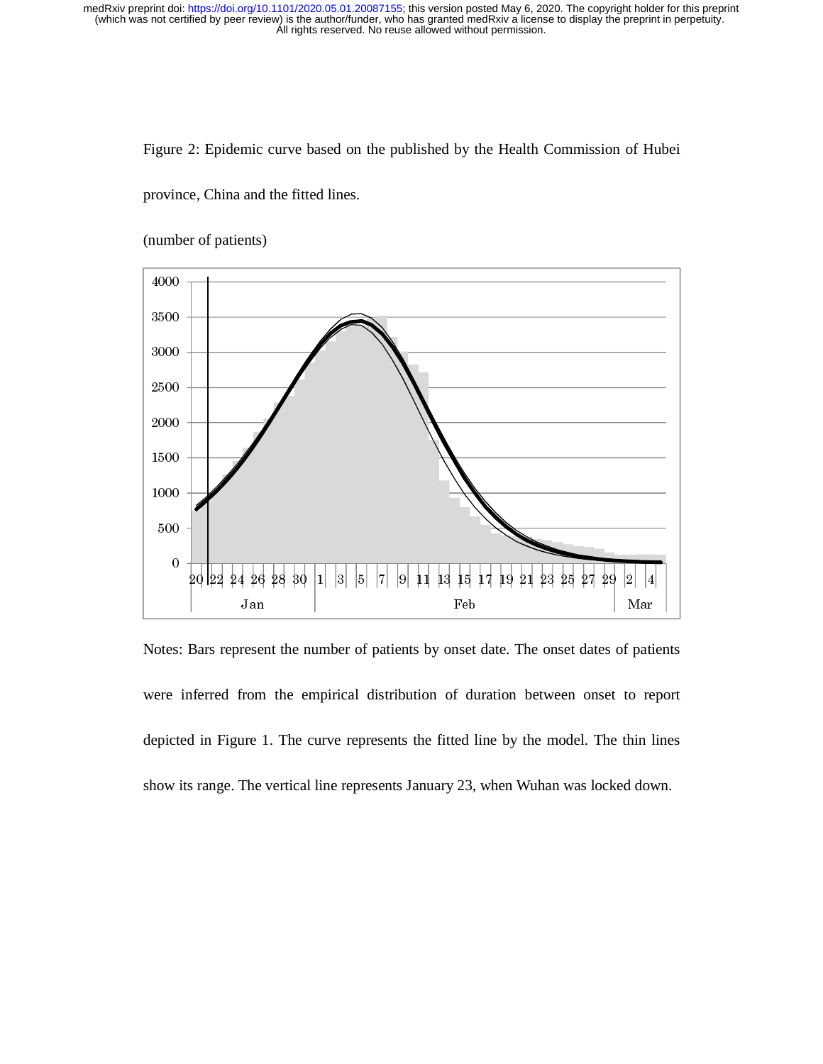Figure 2: Epidemic curve based on the published by the Health Commission of Hubei province, China and the fitted lines.

(number of patients)

Notes: Bars represent the number of patients by onset date. The onset dates of patients were inferred from the empirical distribution of duration between onset to report depicted in Figure 1. The curve represents the fitted line by the model. The thin lines show its range. The vertical line represents January 23, when Wuhan was locked down.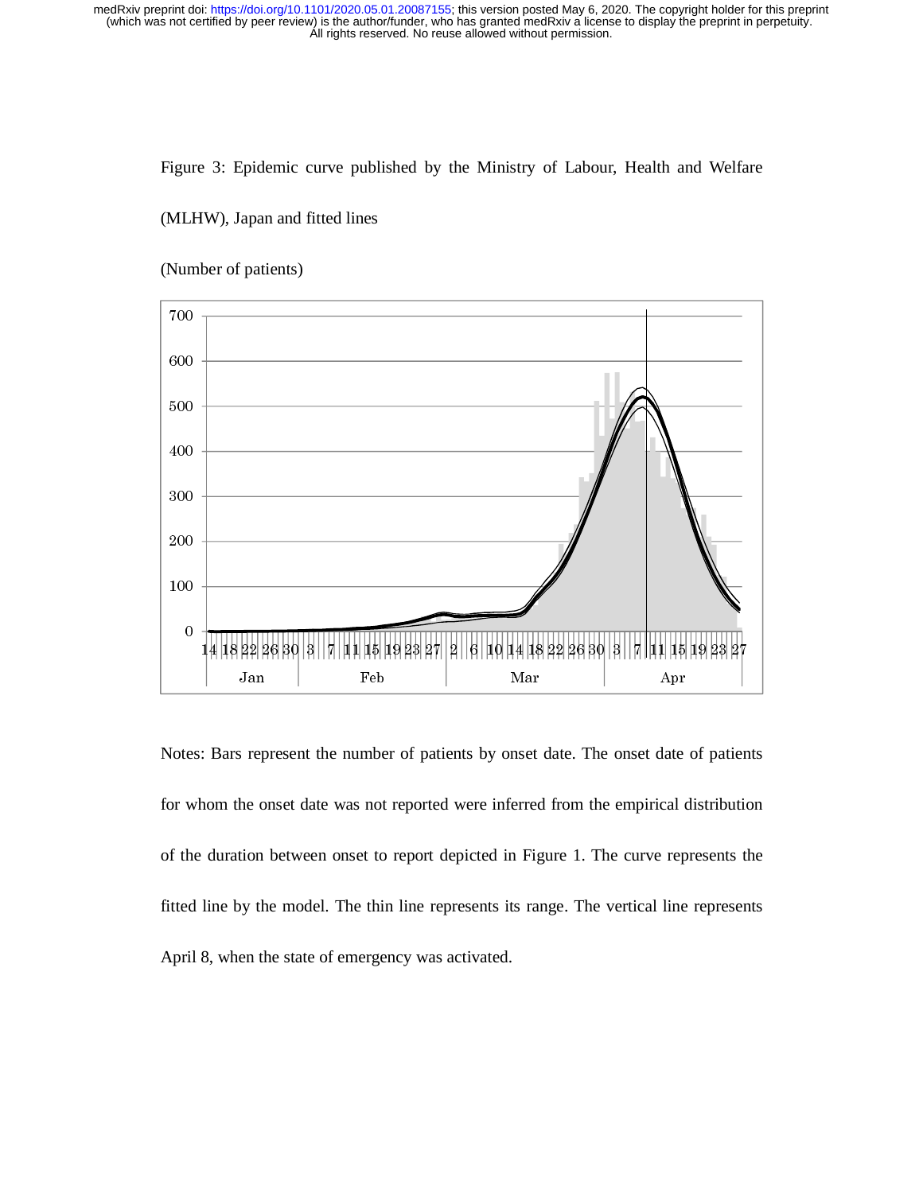Figure 3: Epidemic curve published by the Ministry of Labour, Health and Welfare (MLHW), Japan and fitted lines

(Number of patients)

Notes: Bars represent the number of patients by onset date. The onset date of patients for whom the onset date was not reported were inferred from the empirical distribution of the duration between onset to report depicted in Figure 1. The curve represents the fitted line by the model. The thin line represents its range. The vertical line represents April 8, when the state of emergency was activated.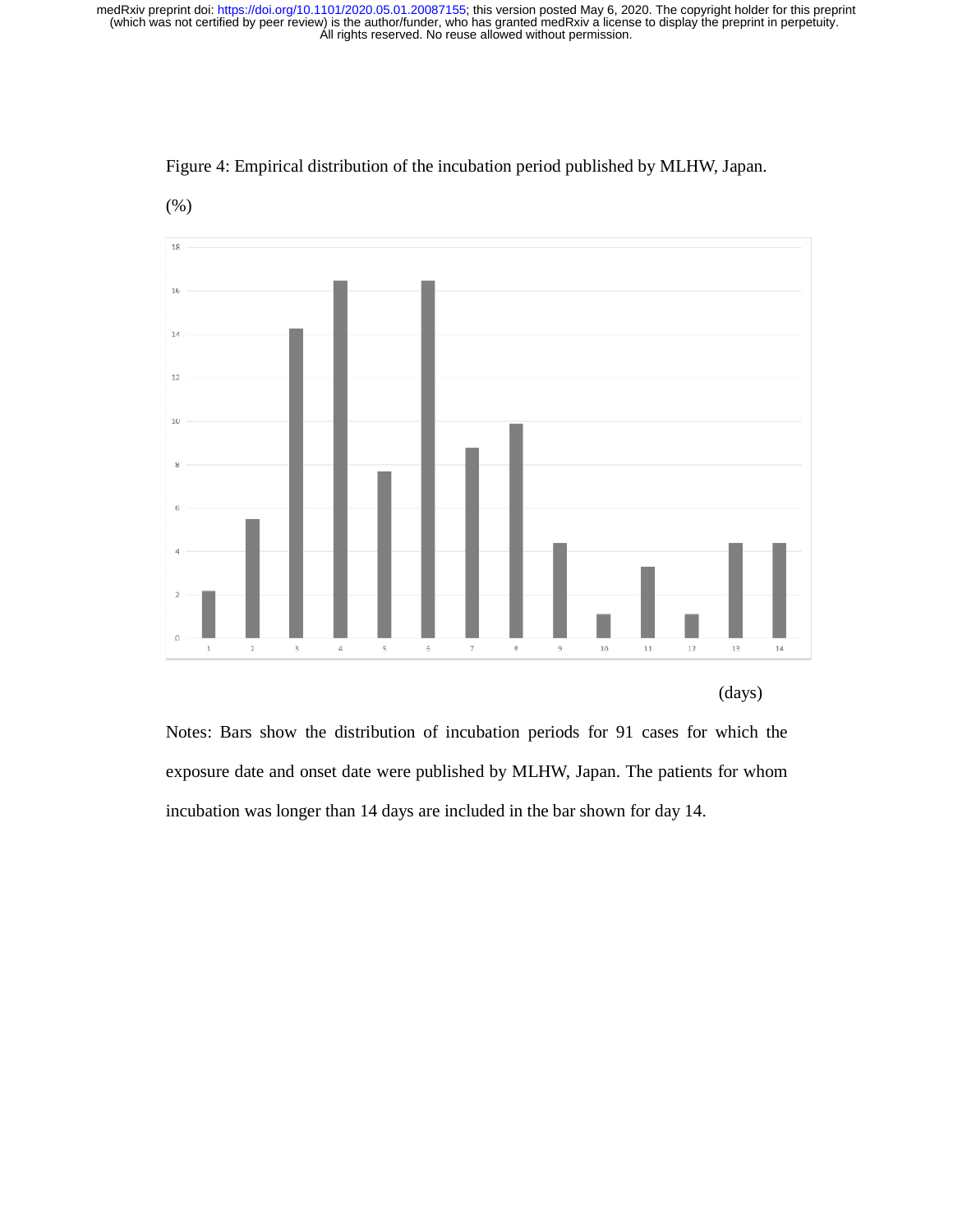Figure 4: Empirical distribution of the incubation period published by MLHW, Japan.

(%)

18
16
14
12
10
8
6
4
2
0

1 2 3 4 5 6 7 8 9 10 11 12 13 14

(days)

Notes: Bars show the distribution of incubation periods for 91 cases for which the exposure date and onset date were published by MLHW, Japan. The patients for whom incubation was longer than 14 days are included in the bar shown for day 14.